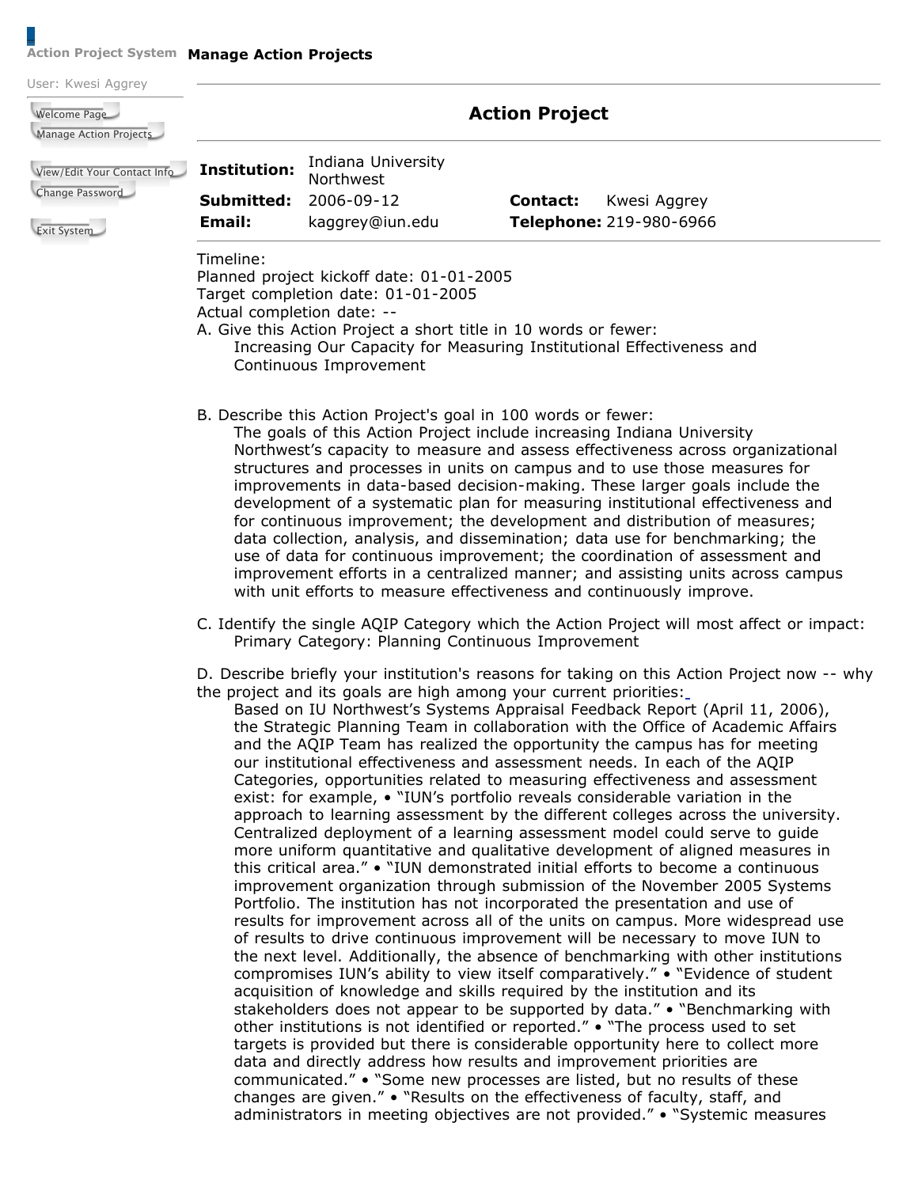Action Project System **Manage Action Projects**

User: Kwesi Aggrey

Welcome Page
Manage Action Projects

View/Edit Your Contact Info
Change Password

Exit System

# Action Project

| | | | |
|---|---|---|---|
| **Institution:** | Indiana University Northwest | | |
| **Submitted:** | 2006-09-12 | **Contact:** | Kwesi Aggrey |
| **Email:** | kaggrey@iun.edu | **Telephone:** | 219-980-6966 |

Timeline:
Planned project kickoff date: 01-01-2005
Target completion date: 01-01-2005
Actual completion date: --

A. Give this Action Project a short title in 10 words or fewer:

Increasing Our Capacity for Measuring Institutional Effectiveness and Continuous Improvement

B. Describe this Action Project's goal in 100 words or fewer:

The goals of this Action Project include increasing Indiana University Northwest's capacity to measure and assess effectiveness across organizational structures and processes in units on campus and to use those measures for improvements in data-based decision-making. These larger goals include the development of a systematic plan for measuring institutional effectiveness and for continuous improvement; the development and distribution of measures; data collection, analysis, and dissemination; data use for benchmarking; the use of data for continuous improvement; the coordination of assessment and improvement efforts in a centralized manner; and assisting units across campus with unit efforts to measure effectiveness and continuously improve.

C. Identify the single AQIP Category which the Action Project will most affect or impact:

Primary Category: Planning Continuous Improvement

D. Describe briefly your institution's reasons for taking on this Action Project now -- why the project and its goals are high among your current priorities:

Based on IU Northwest's Systems Appraisal Feedback Report (April 11, 2006), the Strategic Planning Team in collaboration with the Office of Academic Affairs and the AQIP Team has realized the opportunity the campus has for meeting our institutional effectiveness and assessment needs. In each of the AQIP Categories, opportunities related to measuring effectiveness and assessment exist: for example, • "IUN's portfolio reveals considerable variation in the approach to learning assessment by the different colleges across the university. Centralized deployment of a learning assessment model could serve to guide more uniform quantitative and qualitative development of aligned measures in this critical area." • "IUN demonstrated initial efforts to become a continuous improvement organization through submission of the November 2005 Systems Portfolio. The institution has not incorporated the presentation and use of results for improvement across all of the units on campus. More widespread use of results to drive continuous improvement will be necessary to move IUN to the next level. Additionally, the absence of benchmarking with other institutions compromises IUN's ability to view itself comparatively." • "Evidence of student acquisition of knowledge and skills required by the institution and its stakeholders does not appear to be supported by data." • "Benchmarking with other institutions is not identified or reported." • "The process used to set targets is provided but there is considerable opportunity here to collect more data and directly address how results and improvement priorities are communicated." • "Some new processes are listed, but no results of these changes are given." • "Results on the effectiveness of faculty, staff, and administrators in meeting objectives are not provided." • "Systemic measures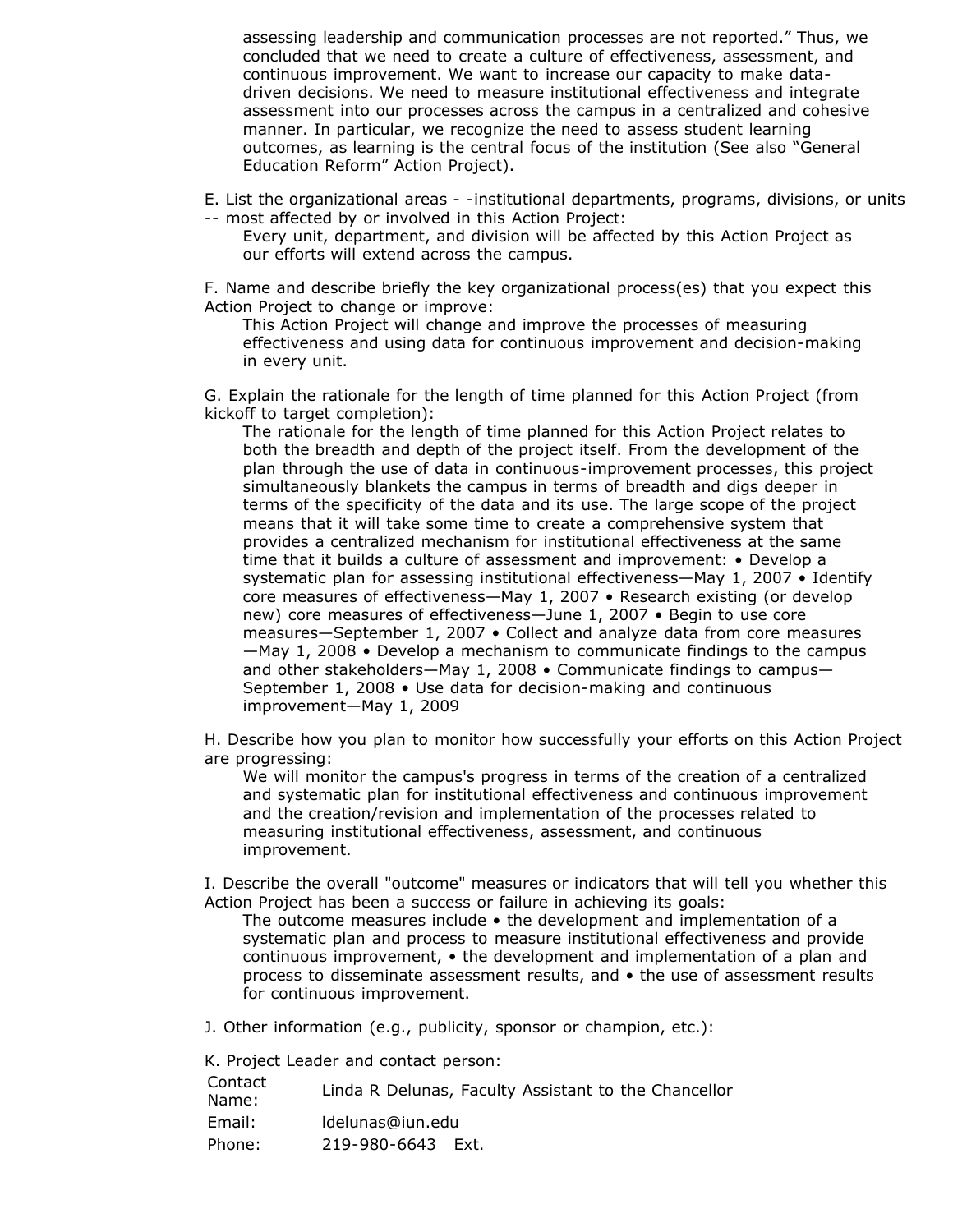assessing leadership and communication processes are not reported." Thus, we concluded that we need to create a culture of effectiveness, assessment, and continuous improvement. We want to increase our capacity to make data-driven decisions. We need to measure institutional effectiveness and integrate assessment into our processes across the campus in a centralized and cohesive manner. In particular, we recognize the need to assess student learning outcomes, as learning is the central focus of the institution (See also "General Education Reform" Action Project).

E. List the organizational areas - -institutional departments, programs, divisions, or units -- most affected by or involved in this Action Project:

Every unit, department, and division will be affected by this Action Project as our efforts will extend across the campus.

F. Name and describe briefly the key organizational process(es) that you expect this Action Project to change or improve:

This Action Project will change and improve the processes of measuring effectiveness and using data for continuous improvement and decision-making in every unit.

G. Explain the rationale for the length of time planned for this Action Project (from kickoff to target completion):

The rationale for the length of time planned for this Action Project relates to both the breadth and depth of the project itself. From the development of the plan through the use of data in continuous-improvement processes, this project simultaneously blankets the campus in terms of breadth and digs deeper in terms of the specificity of the data and its use. The large scope of the project means that it will take some time to create a comprehensive system that provides a centralized mechanism for institutional effectiveness at the same time that it builds a culture of assessment and improvement: • Develop a systematic plan for assessing institutional effectiveness—May 1, 2007 • Identify core measures of effectiveness—May 1, 2007 • Research existing (or develop new) core measures of effectiveness—June 1, 2007 • Begin to use core measures—September 1, 2007 • Collect and analyze data from core measures —May 1, 2008 • Develop a mechanism to communicate findings to the campus and other stakeholders—May 1, 2008 • Communicate findings to campus—September 1, 2008 • Use data for decision-making and continuous improvement—May 1, 2009

H. Describe how you plan to monitor how successfully your efforts on this Action Project are progressing:

We will monitor the campus's progress in terms of the creation of a centralized and systematic plan for institutional effectiveness and continuous improvement and the creation/revision and implementation of the processes related to measuring institutional effectiveness, assessment, and continuous improvement.

I. Describe the overall "outcome" measures or indicators that will tell you whether this Action Project has been a success or failure in achieving its goals:

The outcome measures include • the development and implementation of a systematic plan and process to measure institutional effectiveness and provide continuous improvement, • the development and implementation of a plan and process to disseminate assessment results, and • the use of assessment results for continuous improvement.

J. Other information (e.g., publicity, sponsor or champion, etc.):

K. Project Leader and contact person:

| | |
|---|---|
| Contact Name: | Linda R Delunas, Faculty Assistant to the Chancellor |
| Email: | ldelunas@iun.edu |
| Phone: | 219-980-6643 Ext. |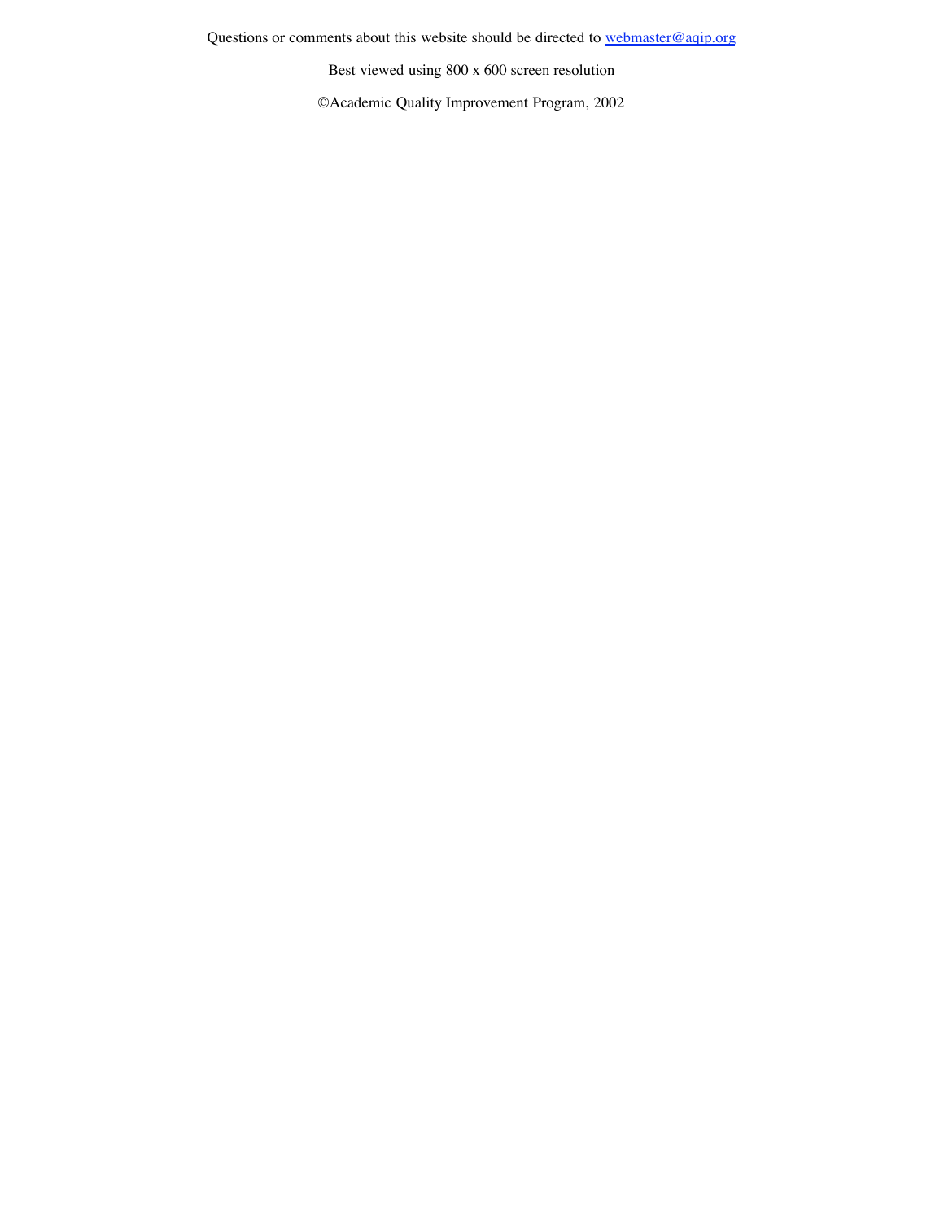Questions or comments about this website should be directed to webmaster@aqip.org

Best viewed using 800 x 600 screen resolution

©Academic Quality Improvement Program, 2002